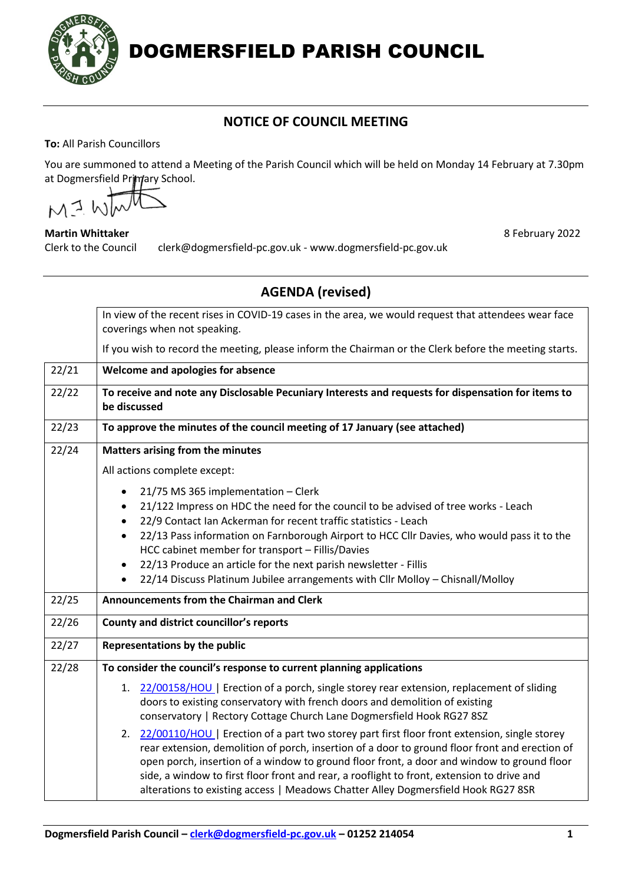# DOGMERSFIELD PARISH COUNCIL

## NOTICE OF COUNCIL MEETING

**To:** All Parish Councillors

You are summoned to attend a Meeting of the Parish Council which will be held on Monday 14 February at 7.30pm at Dogmersfield Primary School.

**Martin Whittaker**
Clerk to the Council    clerk@dogmersfield-pc.gov.uk - www.dogmersfield-pc.gov.uk

8 February 2022

## AGENDA (revised)

| | |
|---|---|
| | In view of the recent rises in COVID-19 cases in the area, we would request that attendees wear face coverings when not speaking. If you wish to record the meeting, please inform the Chairman or the Clerk before the meeting starts. |
| 22/21 | **Welcome and apologies for absence** |
| 22/22 | **To receive and note any Disclosable Pecuniary Interests and requests for dispensation for items to be discussed** |
| 22/23 | **To approve the minutes of the council meeting of 17 January (see attached)** |
| 22/24 | **Matters arising from the minutes** All actions complete except: • 21/75 MS 365 implementation – Clerk • 21/122 Impress on HDC the need for the council to be advised of tree works - Leach • 22/9 Contact Ian Ackerman for recent traffic statistics - Leach • 22/13 Pass information on Farnborough Airport to HCC Cllr Davies, who would pass it to the HCC cabinet member for transport – Fillis/Davies • 22/13 Produce an article for the next parish newsletter - Fillis • 22/14 Discuss Platinum Jubilee arrangements with Cllr Molloy – Chisnall/Molloy |
| 22/25 | **Announcements from the Chairman and Clerk** |
| 22/26 | **County and district councillor's reports** |
| 22/27 | **Representations by the public** |
| 22/28 | **To consider the council's response to current planning applications** 1. 22/00158/HOU \| Erection of a porch, single storey rear extension, replacement of sliding doors to existing conservatory with french doors and demolition of existing conservatory \| Rectory Cottage Church Lane Dogmersfield Hook RG27 8SZ 2. 22/00110/HOU \| Erection of a part two storey part first floor front extension, single storey rear extension, demolition of porch, insertion of a door to ground floor front and erection of open porch, insertion of a window to ground floor front, a door and window to ground floor side, a window to first floor front and rear, a rooflight to front, extension to drive and alterations to existing access \| Meadows Chatter Alley Dogmersfield Hook RG27 8SR |

Dogmersfield Parish Council – clerk@dogmersfield-pc.gov.uk – 01252 214054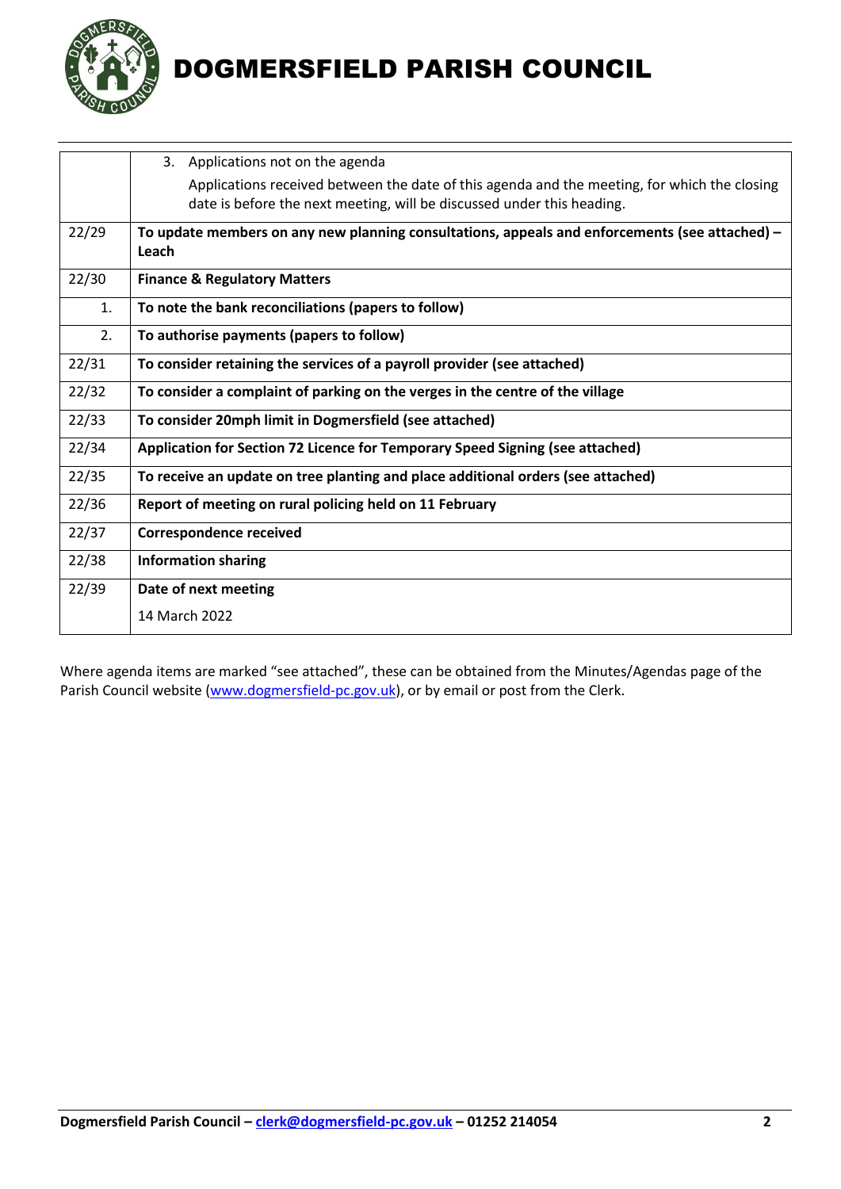| | |
|---|---|
| | 3. Applications not on the agenda<br>Applications received between the date of this agenda and the meeting, for which the closing date is before the next meeting, will be discussed under this heading. |
| 22/29 | **To update members on any new planning consultations, appeals and enforcements (see attached) – Leach** |
| 22/30 | **Finance & Regulatory Matters** |
| 1. | **To note the bank reconciliations (papers to follow)** |
| 2. | **To authorise payments (papers to follow)** |
| 22/31 | **To consider retaining the services of a payroll provider (see attached)** |
| 22/32 | **To consider a complaint of parking on the verges in the centre of the village** |
| 22/33 | **To consider 20mph limit in Dogmersfield (see attached)** |
| 22/34 | **Application for Section 72 Licence for Temporary Speed Signing (see attached)** |
| 22/35 | **To receive an update on tree planting and place additional orders (see attached)** |
| 22/36 | **Report of meeting on rural policing held on 11 February** |
| 22/37 | **Correspondence received** |
| 22/38 | **Information sharing** |
| 22/39 | **Date of next meeting**<br>14 March 2022 |

Where agenda items are marked "see attached", these can be obtained from the Minutes/Agendas page of the Parish Council website ([www.dogmersfield-pc.gov.uk](http://www.dogmersfield-pc.gov.uk)), or by email or post from the Clerk.